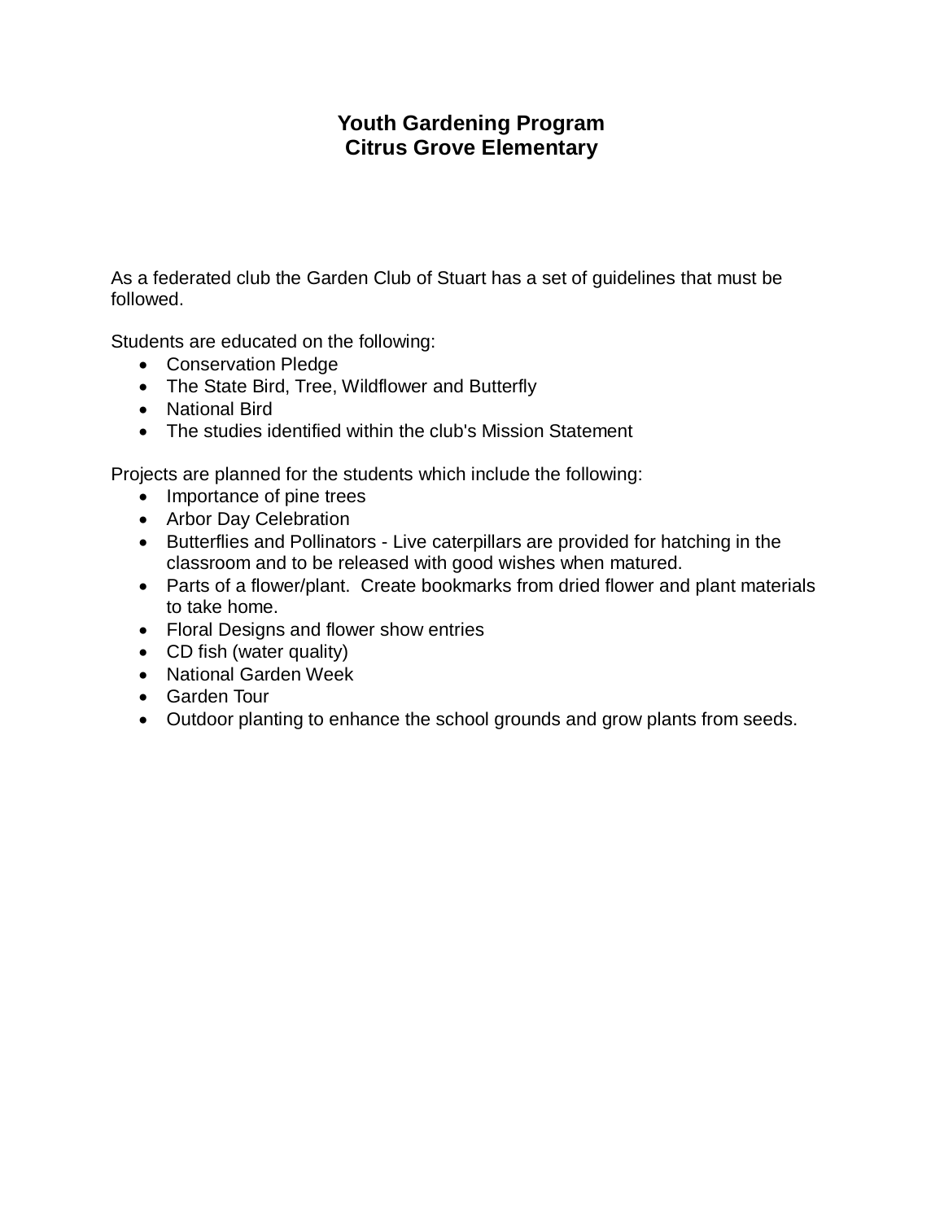# Youth Gardening Program
# Citrus Grove Elementary

As a federated club the Garden Club of Stuart has a set of guidelines that must be followed.

Students are educated on the following:

- Conservation Pledge
- The State Bird, Tree, Wildflower and Butterfly
- National Bird
- The studies identified within the club's Mission Statement

Projects are planned for the students which include the following:

- Importance of pine trees
- Arbor Day Celebration
- Butterflies and Pollinators - Live caterpillars are provided for hatching in the classroom and to be released with good wishes when matured.
- Parts of a flower/plant. Create bookmarks from dried flower and plant materials to take home.
- Floral Designs and flower show entries
- CD fish (water quality)
- National Garden Week
- Garden Tour
- Outdoor planting to enhance the school grounds and grow plants from seeds.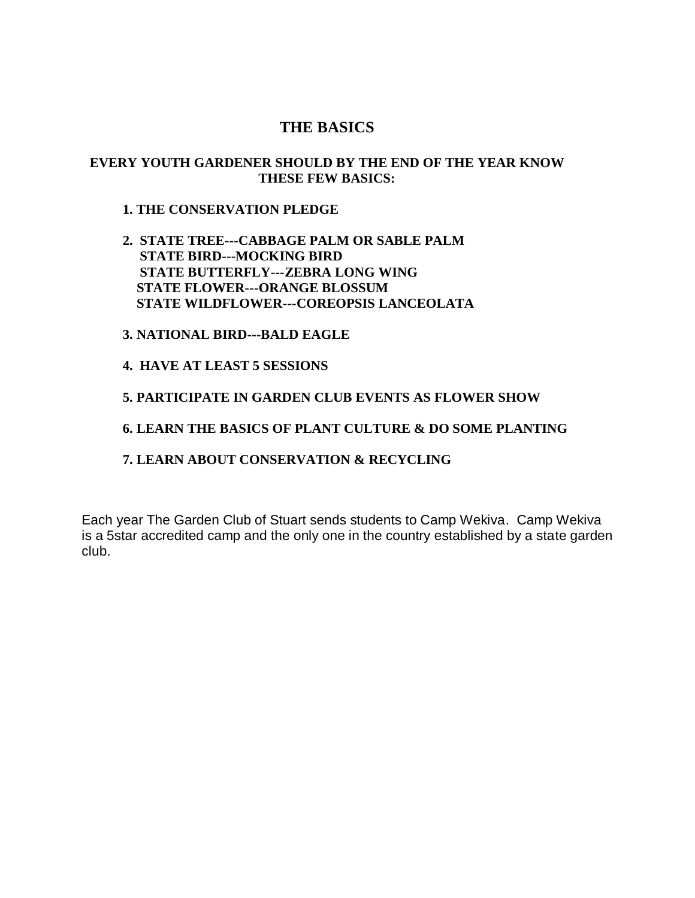# THE BASICS

**EVERY YOUTH GARDENER SHOULD BY THE END OF THE YEAR KNOW THESE FEW BASICS:**

1. **THE CONSERVATION PLEDGE**

2. **STATE TREE---CABBAGE PALM OR SABLE PALM**
   **STATE BIRD---MOCKING BIRD**
   **STATE BUTTERFLY---ZEBRA LONG WING**
   **STATE FLOWER---ORANGE BLOSSUM**
   **STATE WILDFLOWER---COREOPSIS LANCEOLATA**

3. **NATIONAL BIRD---BALD EAGLE**

4. **HAVE AT LEAST 5 SESSIONS**

5. **PARTICIPATE IN GARDEN CLUB EVENTS AS FLOWER SHOW**

6. **LEARN THE BASICS OF PLANT CULTURE & DO SOME PLANTING**

7. **LEARN ABOUT CONSERVATION & RECYCLING**

Each year The Garden Club of Stuart sends students to Camp Wekiva. Camp Wekiva is a 5star accredited camp and the only one in the country established by a state garden club.